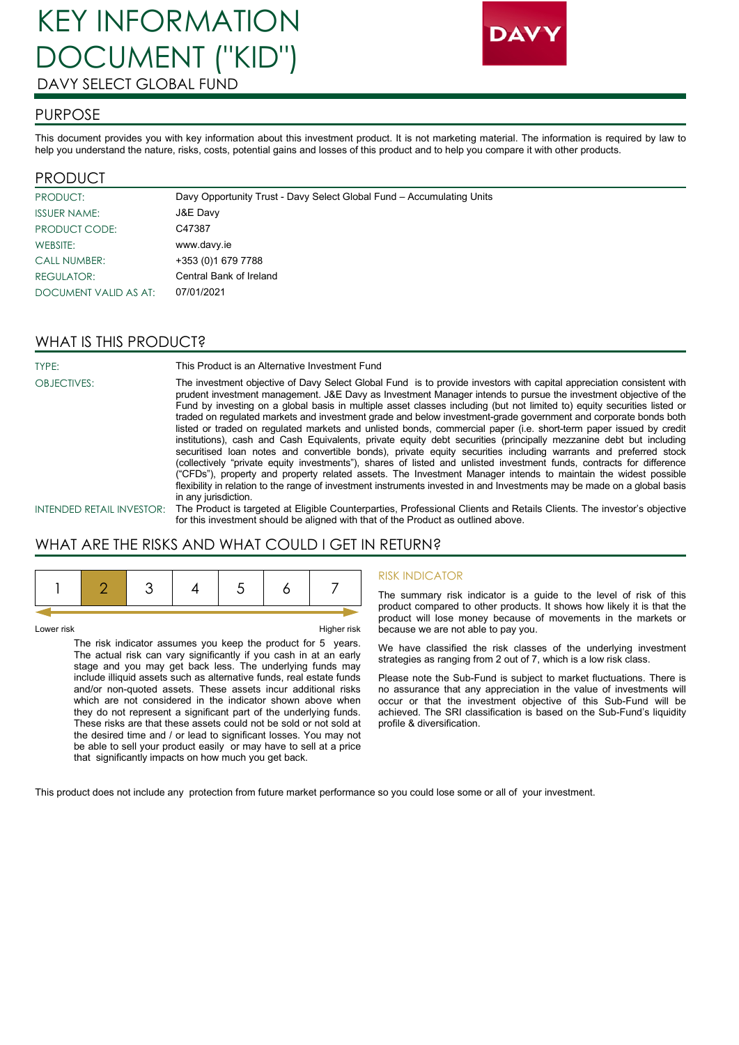# KEY INFORMATION DOCUMENT ("KID")

DAVY SELECT GLOBAL FUND

DAVY

## PURPOSE

This document provides you with key information about this investment product. It is not marketing material. The information is required by law to help you understand the nature, risks, costs, potential gains and losses of this product and to help you compare it with other products.

## PRODUCT

| | |
|---|---|
| PRODUCT: | Davy Opportunity Trust - Davy Select Global Fund – Accumulating Units |
| ISSUER NAME: | J&E Davy |
| PRODUCT CODE: | C47387 |
| WEBSITE: | www.davy.ie |
| CALL NUMBER: | +353 (0)1 679 7788 |
| REGULATOR: | Central Bank of Ireland |
| DOCUMENT VALID AS AT: | 07/01/2021 |

## WHAT IS THIS PRODUCT?

| | |
|---|---|
| TYPE: | This Product is an Alternative Investment Fund |
| OBJECTIVES: | The investment objective of Davy Select Global Fund is to provide investors with capital appreciation consistent with prudent investment management. J&E Davy as Investment Manager intends to pursue the investment objective of the Fund by investing on a global basis in multiple asset classes including (but not limited to) equity securities listed or traded on regulated markets and investment grade and below investment-grade government and corporate bonds both listed or traded on regulated markets and unlisted bonds, commercial paper (i.e. short-term paper issued by credit institutions), cash and Cash Equivalents, private equity debt securities (principally mezzanine debt but including securitised loan notes and convertible bonds), private equity securities including warrants and preferred stock (collectively "private equity investments"), shares of listed and unlisted investment funds, contracts for difference ("CFDs"), property and property related assets. The Investment Manager intends to maintain the widest possible flexibility in relation to the range of investment instruments invested in and Investments may be made on a global basis in any jurisdiction. |
| INTENDED RETAIL INVESTOR: | The Product is targeted at Eligible Counterparties, Professional Clients and Retails Clients. The investor's objective for this investment should be aligned with that of the Product as outlined above. |

## WHAT ARE THE RISKS AND WHAT COULD I GET IN RETURN?

| 1 | **2** | 3 | 4 | 5 | 6 | 7 |
|---|---|---|---|---|---|---|

Lower risk — Higher risk

The risk indicator assumes you keep the product for 5 years. The actual risk can vary significantly if you cash in at an early stage and you may get back less. The underlying funds may include illiquid assets such as alternative funds, real estate funds and/or non-quoted assets. These assets incur additional risks which are not considered in the indicator shown above when they do not represent a significant part of the underlying funds. These risks are that these assets could not be sold or not sold at the desired time and / or lead to significant losses. You may not be able to sell your product easily or may have to sell at a price that significantly impacts on how much you get back.

### RISK INDICATOR

The summary risk indicator is a guide to the level of risk of this product compared to other products. It shows how likely it is that the product will lose money because of movements in the markets or because we are not able to pay you.

We have classified the risk classes of the underlying investment strategies as ranging from 2 out of 7, which is a low risk class.

Please note the Sub-Fund is subject to market fluctuations. There is no assurance that any appreciation in the value of investments will occur or that the investment objective of this Sub-Fund will be achieved. The SRI classification is based on the Sub-Fund's liquidity profile & diversification.

This product does not include any protection from future market performance so you could lose some or all of your investment.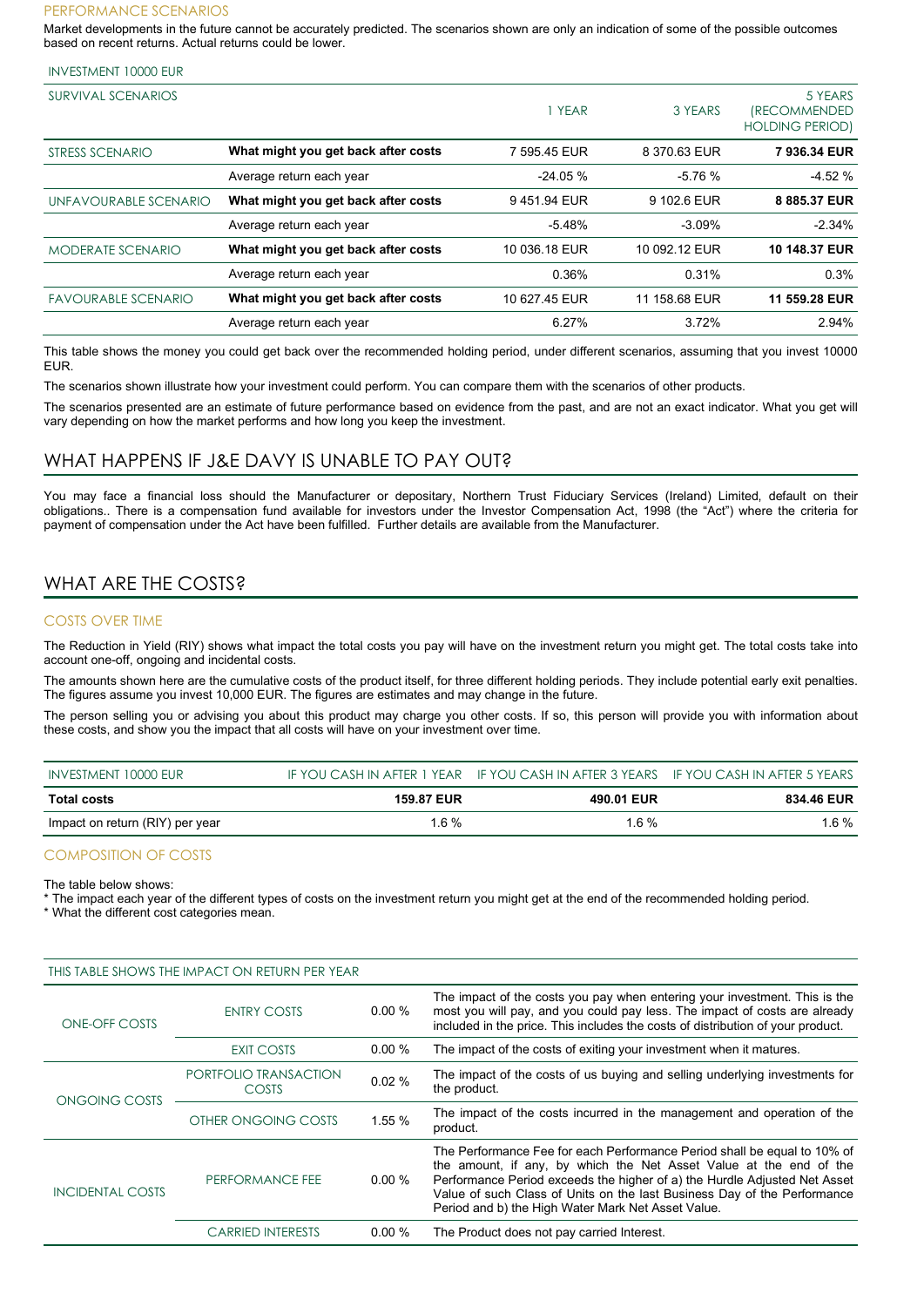### PERFORMANCE SCENARIOS

Market developments in the future cannot be accurately predicted. The scenarios shown are only an indication of some of the possible outcomes based on recent returns. Actual returns could be lower.

INVESTMENT 10000 EUR

| SURVIVAL SCENARIOS | | 1 YEAR | 3 YEARS | 5 YEARS (RECOMMENDED HOLDING PERIOD) |
|---|---|---|---|---|
| STRESS SCENARIO | **What might you get back after costs** | 7 595.45 EUR | 8 370.63 EUR | **7 936.34 EUR** |
| | Average return each year | -24.05 % | -5.76 % | -4.52 % |
| UNFAVOURABLE SCENARIO | **What might you get back after costs** | 9 451.94 EUR | 9 102.6 EUR | **8 885.37 EUR** |
| | Average return each year | -5.48% | -3.09% | -2.34% |
| MODERATE SCENARIO | **What might you get back after costs** | 10 036.18 EUR | 10 092.12 EUR | **10 148.37 EUR** |
| | Average return each year | 0.36% | 0.31% | 0.3% |
| FAVOURABLE SCENARIO | **What might you get back after costs** | 10 627.45 EUR | 11 158.68 EUR | **11 559.28 EUR** |
| | Average return each year | 6.27% | 3.72% | 2.94% |

This table shows the money you could get back over the recommended holding period, under different scenarios, assuming that you invest 10000 EUR.

The scenarios shown illustrate how your investment could perform. You can compare them with the scenarios of other products.

The scenarios presented are an estimate of future performance based on evidence from the past, and are not an exact indicator. What you get will vary depending on how the market performs and how long you keep the investment.

## WHAT HAPPENS IF J&E DAVY IS UNABLE TO PAY OUT?

You may face a financial loss should the Manufacturer or depositary, Northern Trust Fiduciary Services (Ireland) Limited, default on their obligations.. There is a compensation fund available for investors under the Investor Compensation Act, 1998 (the "Act") where the criteria for payment of compensation under the Act have been fulfilled. Further details are available from the Manufacturer.

## WHAT ARE THE COSTS?

### COSTS OVER TIME

The Reduction in Yield (RIY) shows what impact the total costs you pay will have on the investment return you might get. The total costs take into account one-off, ongoing and incidental costs.

The amounts shown here are the cumulative costs of the product itself, for three different holding periods. They include potential early exit penalties. The figures assume you invest 10,000 EUR. The figures are estimates and may change in the future.

The person selling you or advising you about this product may charge you other costs. If so, this person will provide you with information about these costs, and show you the impact that all costs will have on your investment over time.

| INVESTMENT 10000 EUR | IF YOU CASH IN AFTER 1 YEAR | IF YOU CASH IN AFTER 3 YEARS | IF YOU CASH IN AFTER 5 YEARS |
|---|---|---|---|
| **Total costs** | **159.87 EUR** | **490.01 EUR** | **834.46 EUR** |
| Impact on return (RIY) per year | 1.6 % | 1.6 % | 1.6 % |

### COMPOSITION OF COSTS

The table below shows:
* The impact each year of the different types of costs on the investment return you might get at the end of the recommended holding period.
* What the different cost categories mean.

| THIS TABLE SHOWS THE IMPACT ON RETURN PER YEAR | | | |
|---|---|---|---|
| ONE-OFF COSTS | ENTRY COSTS | 0.00 % | The impact of the costs you pay when entering your investment. This is the most you will pay, and you could pay less. The impact of costs are already included in the price. This includes the costs of distribution of your product. |
| | EXIT COSTS | 0.00 % | The impact of the costs of exiting your investment when it matures. |
| ONGOING COSTS | PORTFOLIO TRANSACTION COSTS | 0.02 % | The impact of the costs of us buying and selling underlying investments for the product. |
| | OTHER ONGOING COSTS | 1.55 % | The impact of the costs incurred in the management and operation of the product. |
| INCIDENTAL COSTS | PERFORMANCE FEE | 0.00 % | The Performance Fee for each Performance Period shall be equal to 10% of the amount, if any, by which the Net Asset Value at the end of the Performance Period exceeds the higher of a) the Hurdle Adjusted Net Asset Value of such Class of Units on the last Business Day of the Performance Period and b) the High Water Mark Net Asset Value. |
| | CARRIED INTERESTS | 0.00 % | The Product does not pay carried Interest. |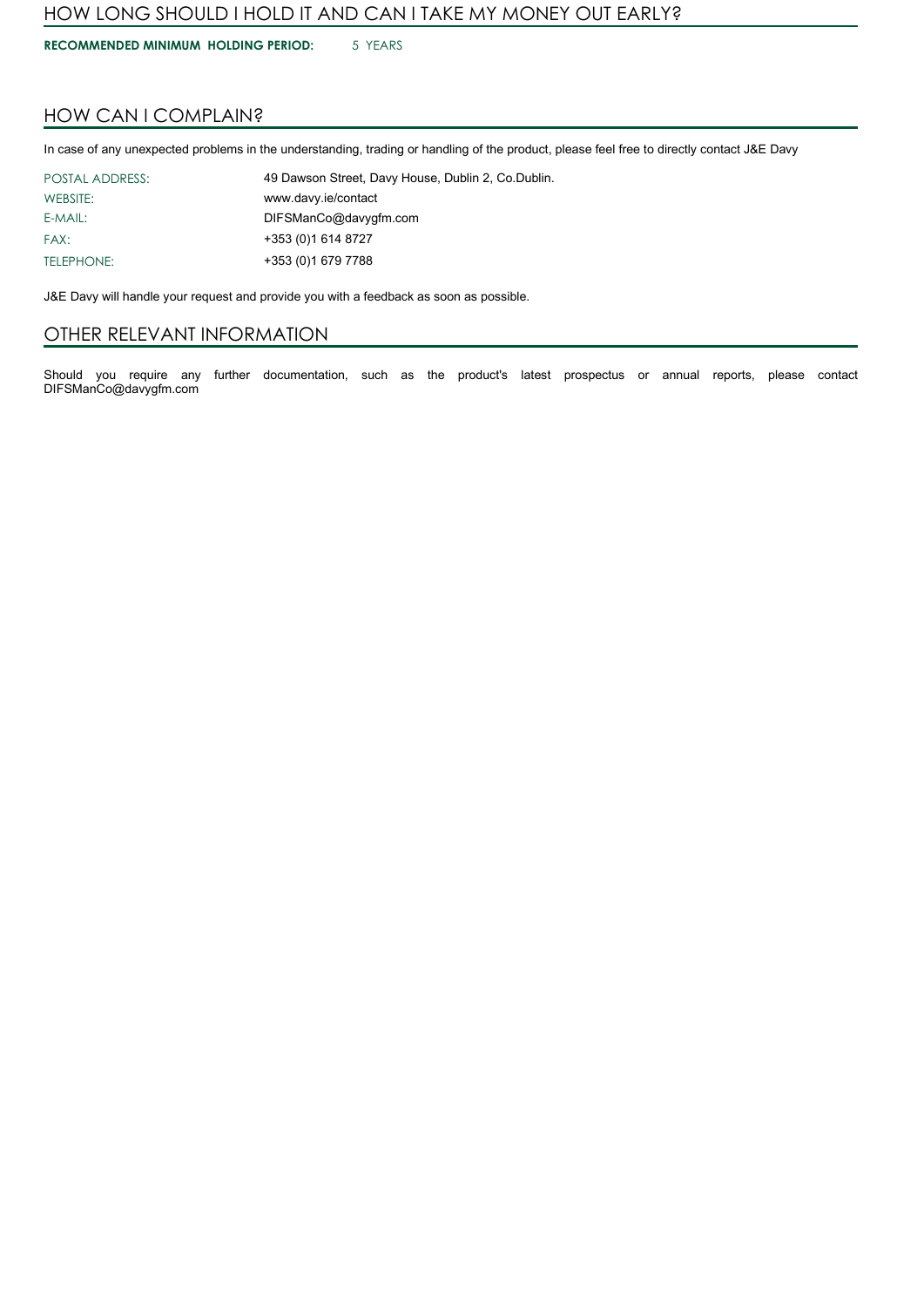## HOW LONG SHOULD I HOLD IT AND CAN I TAKE MY MONEY OUT EARLY?

**RECOMMENDED MINIMUM HOLDING PERIOD:** 5 YEARS

## HOW CAN I COMPLAIN?

In case of any unexpected problems in the understanding, trading or handling of the product, please feel free to directly contact J&E Davy

| | |
|---|---|
| POSTAL ADDRESS: | 49 Dawson Street, Davy House, Dublin 2, Co.Dublin. |
| WEBSITE: | www.davy.ie/contact |
| E-MAIL: | DIFSManCo@davygfm.com |
| FAX: | +353 (0)1 614 8727 |
| TELEPHONE: | +353 (0)1 679 7788 |

J&E Davy will handle your request and provide you with a feedback as soon as possible.

## OTHER RELEVANT INFORMATION

Should you require any further documentation, such as the product's latest prospectus or annual reports, please contact DIFSManCo@davygfm.com